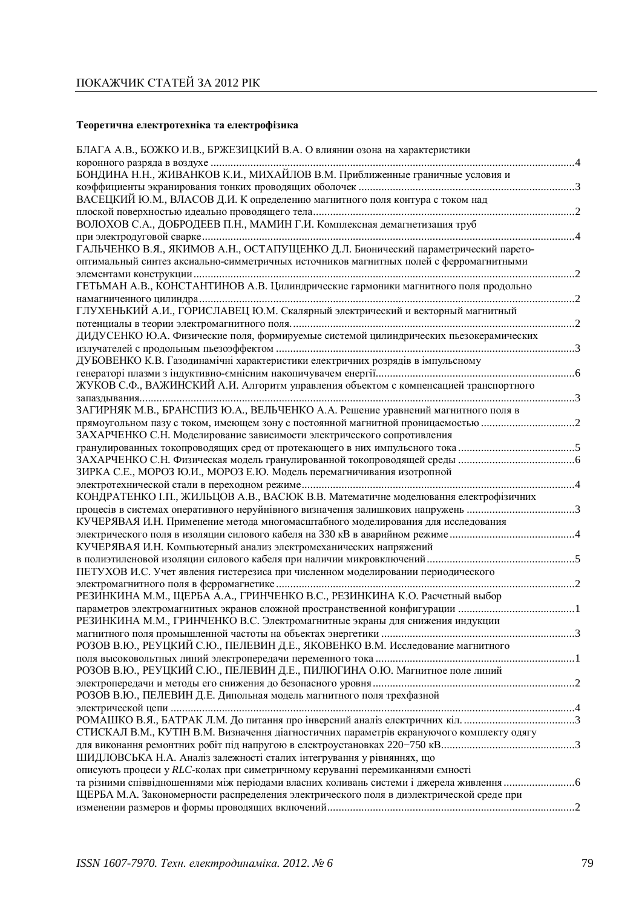# ПОКАЖЧИК СТАТЕЙ ЗА 2012 РІК

**Теоретична електротехніка та електрофізика**

БЛАГА А.В., БОЖКО И.В., БРЖЕЗИЦКИЙ В.А. О влиянии озона на характеристики коронного разряда в воздухе ....................4

БОНДИНА Н.Н., ЖИВАНКОВ К.И., МИХАЙЛОВ В.М. Приближенные граничные условия и коэффициенты экранирования тонких проводящих оболочек ....................3

ВАСЕЦКИЙ Ю.М., ВЛАСОВ Д.И. К определению магнитного поля контура с током над плоской поверхностью идеально проводящего тела....................2

ВОЛОХОВ С.А., ДОБРОДЕЕВ П.Н., МАМИН Г.И. Комплексная демагнетизация труб при электродуговой сварке....................4

ГАЛЬЧЕНКО В.Я., ЯКИМОВ А.Н., ОСТАПУЩЕНКО Д.Л. Бионический параметрический парето-оптимальный синтез аксиально-симметричных источников магнитных полей с ферромагнитными элементами конструкции....................2

ГЕТЬМАН А.В., КОНСТАНТИНОВ А.В. Цилиндрические гармоники магнитного поля продольно намагниченного цилиндра....................2

ГЛУХЕНЬКИЙ А.И., ГОРИСЛАВЕЦ Ю.М. Скалярный электрический и векторный магнитный потенциалы в теории электромагнитного поля....................2

ДИДУСЕНКО Ю.А. Физические поля, формируемые системой цилиндрических пьезокерамических излучателей с продольным пьезоэффектом ....................3

ДУБОВЕНКО К.В. Газодинамічні характеристики електричних розрядів в імпульсному генераторі плазми з індуктивно-ємнісним накопичувачем енергії....................6

ЖУКОВ С.Ф., ВАЖИНСКИЙ А.И. Алгоритм управления объектом с компенсацией транспортного запаздывания....................3

ЗАГИРНЯК М.В., БРАНСПИЗ Ю.А., ВЕЛЬЧЕНКО А.А. Решение уравнений магнитного поля в прямоугольном пазу с током, имеющем зону с постоянной магнитной проницаемостью ....................2

ЗАХАРЧЕНКО С.Н. Моделирование зависимости электрического сопротивления гранулированных токопроводящих сред от протекающего в них импульсного тока....................5

ЗАХАРЧЕНКО С.Н. Физическая модель гранулированной токопроводящей среды ....................6

ЗИРКА С.Е., МОРОЗ Ю.И., МОРОЗ Е.Ю. Модель перемагничивания изотропной электротехнической стали в переходном режиме....................4

КОНДРАТЕНКО І.П., ЖИЛЬЦОВ А.В., ВАСЮК В.В. Математичне моделювання електрофізичних процесів в системах оперативного неруйнівного визначення залишкових напружень ....................3

КУЧЕРЯВАЯ И.Н. Применение метода многомасштабного моделирования для исследования электрического поля в изоляции силового кабеля на 330 кВ в аварийном режиме....................4

КУЧЕРЯВАЯ И.Н. Компьютерный анализ электромеханических напряжений в полиэтиленовой изоляции силового кабеля при наличии микровключений....................5

ПЕТУХОВ И.С. Учет явления гистерезиса при численном моделировании периодического электромагнитного поля в ферромагнетике....................2

РЕЗИНКИНА М.М., ЩЕРБА А.А., ГРИНЧЕНКО В.С., РЕЗИНКИНА К.О. Расчетный выбор параметров электромагнитных экранов сложной пространственной конфигурации ....................1

РЕЗИНКИНА М.М., ГРИНЧЕНКО В.С. Электромагнитные экраны для снижения индукции магнитного поля промышленной частоты на объектах энергетики ....................3

РОЗОВ В.Ю., РЕУЦКИЙ С.Ю., ПЕЛЕВИН Д.Е., ЯКОВЕНКО В.М. Исследование магнитного поля высоковольтных линий электропередачи переменного тока ....................1

РОЗОВ В.Ю., РЕУЦКИЙ С.Ю., ПЕЛЕВИН Д.Е., ПИЛЮГИНА О.Ю. Магнитное поле линий электропередачи и методы его снижения до безопасного уровня....................2

РОЗОВ В.Ю., ПЕЛЕВИН Д.Е. Дипольная модель магнитного поля трехфазной электрической цепи ....................4

РОМАШКО В.Я., БАТРАК Л.М. До питання про інверсний аналіз електричних кіл. ....................3

СТИСКАЛ В.М., КУТІН В.М. Визначення діагностичних параметрів екрануючого комплекту одягу для виконання ремонтних робіт під напругою в електроустановках 220−750 кВ....................3

ШИДЛОВСЬКА Н.А. Аналіз залежності сталих інтегрування у рівняннях, що описують процеси у *RLC*-колах при симетричному керуванні перемиканнями ємності та різними співвідношеннями між періодами власних коливань системи і джерела живлення....................6

ЩЕРБА М.А. Закономерности распределения электрического поля в диэлектрической среде при изменении размеров и формы проводящих включений....................2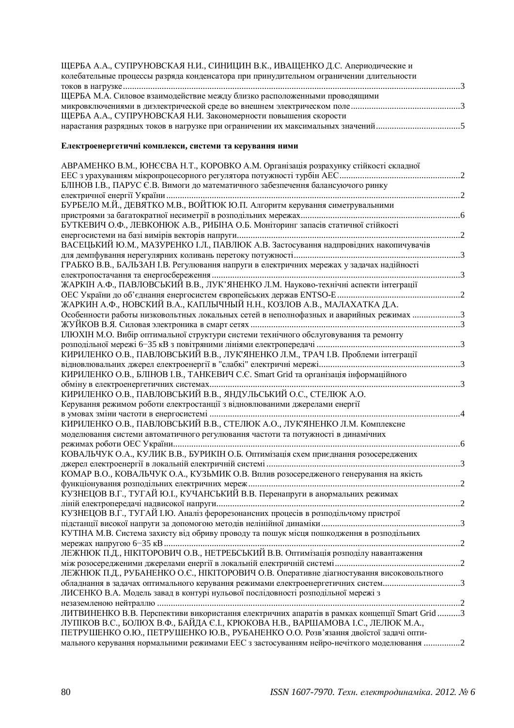ЩЕРБА А.А., СУПРУНОВСКАЯ Н.И., СИНИЦИН В.К., ИВАЩЕНКО Д.С. Апериодические и колебательные процессы разряда конденсатора при принудительном ограничении длительности токов в нагрузке ....3

ЩЕРБА М.А. Силовое взаимодействие между близко расположенными проводящими микровключениями в диэлектрической среде во внешнем электрическом поле ....3

ЩЕРБА А.А., СУПРУНОВСКАЯ Н.И. Закономерности повышения скорости нарастания разрядных токов в нагрузке при ограничении их максимальных значений ....5

**Електроенергетичні комплекси, системи та керування ними**

АВРАМЕНКО В.М., ЮНЄЄВА Н.Т., КОРОВКО А.М. Організація розрахунку стійкості складної ЕЕС з урахуванням мікропроцесорного регулятора потужності турбін АЕС ....2

БЛІНОВ І.В., ПАРУС Є.В. Вимоги до математичного забезпечення балансуючого ринку електричної енергії України ....2

БУРБЕЛО М.Й., ДЕВЯТКО М.В., ВОЙТЮК Ю.П. Алгоритм керування симетрувальними пристроями за багатократної несиметрії в розподільних мережах ....6

БУТКЕВИЧ О.Ф., ЛЕВКОНЮК А.В., РИБІНА О.Б. Моніторинг запасів статичної стійкості енергосистеми на базі вимірів векторів напруги ....2

ВАСЕЦЬКИЙ Ю.М., МАЗУРЕНКО І.Л., ПАВЛЮК А.В. Застосування надпровідних накопичувачів для демпфування нерегулярних коливань перетоку потужності ....3

ГРАБКО В.В., БАЛЬЗАН І.В. Регулювання напруги в електричних мережах у задачах надійності електропостачання та енергосбереження ....3

ЖАРКІН А.Ф., ПАВЛОВСЬКИЙ В.В., ЛУК'ЯНЕНКО Л.М. Науково-технічні аспекти інтеграції ОЕС України до об'єднання енергосистем європейських держав ENTSO-E ....2

ЖАРКИН А.Ф., НОВСКИЙ В.А., КАПЛЫЧНЫЙ Н.Н., КОЗЛОВ А.В., МАЛАХАТКА Д.А. Особенности работы низковольтных локальных сетей в неполнофазных и аварийных режимах ....3

ЖУЙКОВ В.Я. Силовая электроника в смарт сетях ....3

ІЛЮХІН М.О. Вибір оптимальної структури системи технічного обслуговування та ремонту розподільної мережі 6–35 кВ з повітряними лініями електропередачі ....3

КИРИЛЕНКО О.В., ПАВЛОВСЬКИЙ В.В., ЛУК'ЯНЕНКО Л.М., ТРАЧ І.В. Проблеми інтеграції відновлювальних джерел електроенергії в "слабкі" електричні мережі ....3

КИРИЛЕНКО О.В., БЛІНОВ І.В., ТАНКЕВИЧ С.Є. Smart Grid та організація інформаційного обміну в електроенергетичних системах ....3

КИРИЛЕНКО О.В., ПАВЛОВСЬКИЙ В.В., ЯНДУЛЬСЬКИЙ О.С., СТЕЛЮК А.О. Керування режимом роботи електростанції з відновлюваними джерелами енергії в умовах зміни частоти в енергосистемі ....4

КИРИЛЕНКО О.В., ПАВЛОВСЬКИЙ В.В., СТЕЛЮК А.О., ЛУК'ЯНЕНКО Л.М. Комплексне моделювання системи автоматичного регулювання частоти та потужності в динамічних режимах роботи ОЕС України ....6

КОВАЛЬЧУК О.А., КУЛИК В.В., БУРИКІН О.Б. Оптимізація схем приєднання розосереджених джерел електроенергії в локальній електричній системі ....3

КОМАР В.О., КОВАЛЬЧУК О.А., КУЗЬМИК О.В. Вплив розосередженого генерування на якість функціонування розподільних електричних мереж ....2

КУЗНЕЦОВ В.Г., ТУГАЙ Ю.І., КУЧАНСЬКИЙ В.В. Перенапруги в анормальних режимах ліній електропередачі надвисокої напруги ....2

КУЗНЕЦОВ В.Г., ТУГАЙ І.Ю. Аналіз ферорезонансних процесів в розподільчому пристрої підстанції високої напруги за допомогою методів нелінійної динаміки ....3

КУТІНА М.В. Система захисту від обриву проводу та пошук місця пошкодження в розподільних мережах напругою 6–35 кВ ....2

ЛЕЖНЮК П.Д., НІКІТОРОВИЧ О.В., НЕТРЕБСЬКИЙ В.В. Оптимізація розподілу навантаження між розосередженими джерелами енергії в локальній електричній системі ....2

ЛЕЖНЮК П.Д., РУБАНЕНКО О.Є., НІКІТОРОВИЧ О.В. Оперативне діагностування високовольтного обладнання в задачах оптимального керування режимами електроенергетичних систем ....3

ЛИСЕНКО В.А. Модель завад в контурі нульової послідовності розподільної мережі з незаземленою нейтраллю ....2

ЛИТВИНЕНКО В.В. Перспективи використання електричних апаратів в рамках концепції Smart Grid ....3

ЛУПІКОВ В.С., БОЛЮХ В.Ф., БАЙДА Є.І., КРЮКОВА Н.В., ВАРШАМОВА І.С., ЛЕЛЮК М.А., ПЕТРУШЕНКО О.Ю., ПЕТРУШЕНКО Ю.В., РУБАНЕНКО О.О. Розв'язання двоїстої задачі оптимального керування нормальними режимами ЕЕС з застосуванням нейро-нечіткого моделювання ....2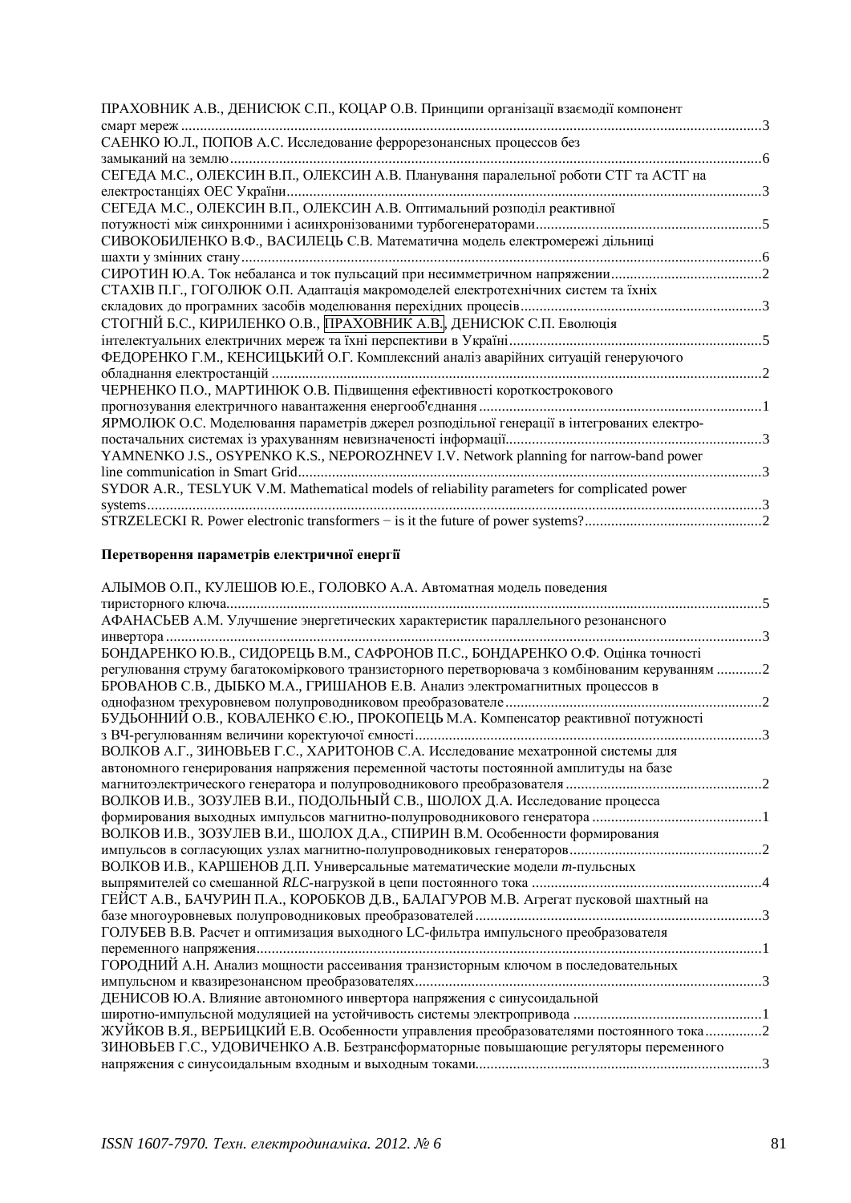ПРАХОВНИК А.В., ДЕНИСЮК С.П., КОЦАР О.В. Принципи організації взаємодії компонент смарт мереж ....................3

САЕНКО Ю.Л., ПОПОВ А.С. Исследование феррорезонансных процессов без замыканий на землю ....................6

СЕГЕДА М.С., ОЛЕКСИН В.П., ОЛЕКСИН А.В. Планування паралельної роботи СТГ та АСТГ на електростанціях ОЕС України ....................3

СЕГЕДА М.С., ОЛЕКСИН В.П., ОЛЕКСИН А.В. Оптимальний розподіл реактивної потужності між синхронними і асинхронізованими турбогенераторами ....................5

СИВОКОБИЛЕНКО В.Ф., ВАСИЛЕЦЬ С.В. Математична модель електромережі дільниці шахти у змінних стану ....................6

СИРОТИН Ю.А. Ток небаланса и ток пульсаций при несимметричном напряжении ....................2

СТАХІВ П.Г., ГОГОЛЮК О.П. Адаптація макромоделей електротехнічних систем та їхніх складових до програмних засобів моделювання перехідних процесів ....................3

СТОГНІЙ Б.С., КИРИЛЕНКО О.В., ПРАХОВНИК А.В., ДЕНИСЮК С.П. Еволюція інтелектуальних електричних мереж та їхні перспективи в Україні ....................5

ФЕДОРЕНКО Г.М., КЕНСИЦЬКИЙ О.Г. Комплексний аналіз аварійних ситуацій генеруючого обладнання електростанцій ....................2

ЧЕРНЕНКО П.О., МАРТИНЮК О.В. Підвищення ефективності короткострокового прогнозування електричного навантаження енергооб'єднання ....................1

ЯРМОЛЮК О.С. Моделювання параметрів джерел розподільної генерації в інтегрованих електро­постачальних системах із урахуванням невизначеності інформації ....................3

YAMNENKO J.S., OSYPENKO K.S., NEPOROZHNEV I.V. Network planning for narrow-band power line communication in Smart Grid ....................3

SYDOR A.R., TESLYUK V.M. Mathematical models of reliability parameters for complicated power systems ....................3

STRZELECKI R. Power electronic transformers − is it the future of power systems? ....................2

**Перетворення параметрів електричної енергії**

АЛЫМОВ О.П., КУЛЕШОВ Ю.Е., ГОЛОВКО А.А. Автоматная модель поведения тиристорного ключа ....................5

АФАНАСЬЕВ А.М. Улучшение энергетических характеристик параллельного резонансного инвертора ....................3

БОНДАРЕНКО Ю.В., СИДОРЕЦЬ В.М., САФРОНОВ П.С., БОНДАРЕНКО О.Ф. Оцінка точності регулювання струму багатокоміркового транзисторного перетворювача з комбінованим керуванням ....................2

БРОВАНОВ С.В., ДЫБКО М.А., ГРИШАНОВ Е.В. Анализ электромагнитных процессов в однофазном трехуровневом полупроводниковом преобразователе ....................2

БУДЬОННИЙ О.В., КОВАЛЕНКО Є.Ю., ПРОКОПЕЦЬ М.А. Компенсатор реактивної потужності з ВЧ-регулюванням величини коректуючої ємності ....................3

ВОЛКОВ А.Г., ЗИНОВЬЕВ Г.С., ХАРИТОНОВ С.А. Исследование мехатронной системы для автономного генерирования напряжения переменной частоты постоянной амплитуды на базе магнитоэлектрического генератора и полупроводникового преобразователя ....................2

ВОЛКОВ И.В., ЗОЗУЛЕВ В.И., ПОДОЛЬНЫЙ С.В., ШОЛОХ Д.А. Исследование процесса формирования выходных импульсов магнитно-полупроводникового генератора ....................1

ВОЛКОВ И.В., ЗОЗУЛЕВ В.И., ШОЛОХ Д.А., СПИРИН В.М. Особенности формирования импульсов в согласующих узлах магнитно-полупроводниковых генераторов ....................2

ВОЛКОВ И.В., КАРШЕНОВ Д.П. Универсальные математические модели *m*-пульсных выпрямителей со смешанной *RLC*-нагрузкой в цепи постоянного тока ....................4

ГЕЙСТ А.В., БАЧУРИН П.А., КОРОБКОВ Д.В., БАЛАГУРОВ М.В. Агрегат пусковой шахтный на базе многоуровневых полупроводниковых преобразователей ....................3

ГОЛУБЕВ В.В. Расчет и оптимизация выходного LC-фильтра импульсного преобразователя переменного напряжения ....................1

ГОРОДНИЙ А.Н. Анализ мощности рассеивания транзисторным ключом в последовательных импульсном и квазирезонансном преобразователях ....................3

ДЕНИСОВ Ю.А. Влияние автономного инвертора напряжения с синусоидальной широтно-импульсной модуляцией на устойчивость системы электропривода ....................1

ЖУЙКОВ В.Я., ВЕРБИЦКИЙ Е.В. Особенности управления преобразователями постоянного тока ....................2

ЗИНОВЬЕВ Г.С., УДОВИЧЕНКО А.В. Безтрансформаторные повышающие регуляторы переменного напряжения с синусоидальным входным и выходным токами ....................3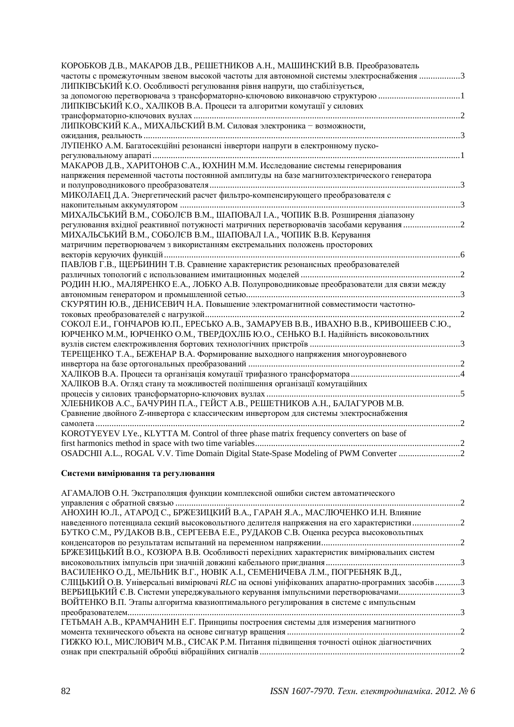КОРОБКОВ Д.В., МАКАРОВ Д.В., РЕШЕТНИКОВ А.Н., МАШИНСКИЙ В.В. Преобразователь частоты с промежуточным звеном высокой частоты для автономной системы электроснабжения ..................3

ЛИПКІВСЬКИЙ К.О. Особливості регулювання рівня напруги, що стабілізується, за допомогою перетворювача з трансформаторно-ключовою виконавчою структурою ....................................1

ЛИПКІВСЬКИЙ К.О., ХАЛІКОВ В.А. Процеси та алгоритми комутації у силових трансформаторно-ключових вузлах ....................................................................................................................2

ЛИПКОВСКИЙ К.А., МИХАЛЬСКИЙ В.М. Силовая электроника − возможности, ожидания, реальность ..........................................................................................................................................3

ЛУПЕНКО А.М. Багатосекційні резонансні інвертори напруги в електронному пуско-регулювальному апараті ......................................................................................................................1

МАКАРОВ Д.В., ХАРИТОНОВ С.А., ЮХНИН М.М. Исследование системы генерирования напряжения переменной частоты постоянной амплитуды на базе магнитоэлектрического генератора и полупроводникового преобразователя ..............................................................................................3

МИКОЛАЕЦ Д.А. Энергетический расчет фильтро-компенсирующего преобразователя с накопительным аккумулятором ..........................................................................................................3

МИХАЛЬСЬКИЙ В.М., СОБОЛЄВ В.М., ШАПОВАЛ І.А., ЧОПИК В.В. Розширення діапазону регулювання вхідної реактивної потужності матричних перетворювачів засобами керування .........................2

МИХАЛЬСЬКИЙ В.М., СОБОЛЄВ В.М., ШАПОВАЛ І.А., ЧОПИК В.В. Керування матричним перетворювачем з використанням екстремальних положень просторових векторів керуючих функцій ..................................................................................................................6

ПАВЛОВ Г.В., ЩЕРБИНИН Т.В. Сравнение характеристик резонансных преобразователей различных топологий с использованием имитационных моделей ......................................................2

РОДИН Н.Ю., МАЛЯРЕНКО Е.А., ЛОБКО А.В. Полупроводниковые преобразователи для связи между автономным генератором и промышленной сетью..............................................................................3

СКУРЯТИН Ю.В., ДЕНИСЕВИЧ Н.А. Повышение электромагнитной совместимости частотно-токовых преобразователей с нагрузкой..................................................................................................2

СОКОЛ Е.И., ГОНЧАРОВ Ю.П., ЕРЕСЬКО А.В., ЗАМАРУЕВ В.В., ИВАХНО В.В., КРИВОШЕЕВ С.Ю., ЮРЧЕНКО М.М., ЮРЧЕНКО О.М., ТВЕРДОХЛІБ Ю.О., СЕНЬКО В.І. Надійність високовольтних вузлів систем електроживлення бортових технологічних пристроїв ..................................................3

ТЕРЕЩЕНКО Т.А., БЕЖЕНАР В.А. Формирование выходного напряжения многоуровневого инвертора на базе ортогональных преобразований ..............................................................................2

ХАЛІКОВ В.А. Процеси та організація комутації трифазного трансформатора ................................4

ХАЛІКОВ В.А. Огляд стану та можливостей поліпшення організації комутаційних процесів у силових трансформаторно-ключових вузлах ......................................................................5

ХЛЕБНИКОВ А.С., БАЧУРИН П.А., ГЕЙСТ А.В., РЕШЕТНИКОВ А.Н., БАЛАГУРОВ М.В. Сравнение двойного Z-инвертора с классическим инвертором для системы электроснабжения самолета ................................................................................................................................................2

KOROTYEYEV I.Ye., KLYTTA M. Control of three phase matrix frequency converters on base of first harmonics method in space with two time variables..........................................................................2

OSADCHII A.L., ROGAL V.V. Time Domain Digital State-Spase Modeling of PWM Converter ...........................2

**Системи вимірювання та регулювання**

АГАМАЛОВ О.Н. Экстраполяция функции комплексной ошибки систем автоматического управления с обратной связью ..............................................................................................................2

АНОХИН Ю.Л., АТАРОД С., БРЖЕЗИЦКИЙ В.А., ГАРАН Я.А., МАСЛЮЧЕНКО И.Н. Влияние наведенного потенциала секций высоковольтного делителя напряжения на его характеристики .....................2

БУТКО С.М., РУДАКОВ В.В., СЕРГЕЕВА Е.Е., РУДАКОВ С.В. Оценка ресурса высоковольтных конденсаторов по результатам испытаний на переменном напряжении..................................................2

БРЖЕЗИЦЬКИЙ В.О., КОЗЮРА В.В. Особливості перехідних характеристик вимірювальних систем високовольтних імпульсів при значній довжині кабельного приєднання ..................................................3

ВАСИЛЕНКО О.Д., МЕЛЬНИК В.Г., НОВІК А.І., СЕМЕНИЧЕВА Л.М., ПОГРЕБНЯК В.Д., СЛІЦЬКИЙ О.В. Універсальні вимірювачі *RLC* на основі уніфікованих апаратно-програмних засобів ...........3

ВЕРБИЦЬКИЙ Є.В. Системи упереджувального керування імпульсними перетворювачами..........................3

ВОЙТЕНКО В.П. Этапы алгоритма квазиоптимального регулирования в системе с импульсным преобразователем....................................................................................................................................3

ГЕТЬМАН А.В., КРАМЧАНИН Е.Г. Принципы построения системы для измерения магнитного момента технического объекта на основе сигнатур вращения ...............................................................2

ГИЖКО Ю.І., МИСЛОВИЧ М.В., СИСАК Р.М. Питання підвищення точності оцінок діагностичних ознак при спектральній обробці вібраційних сигналів ..............................................................................2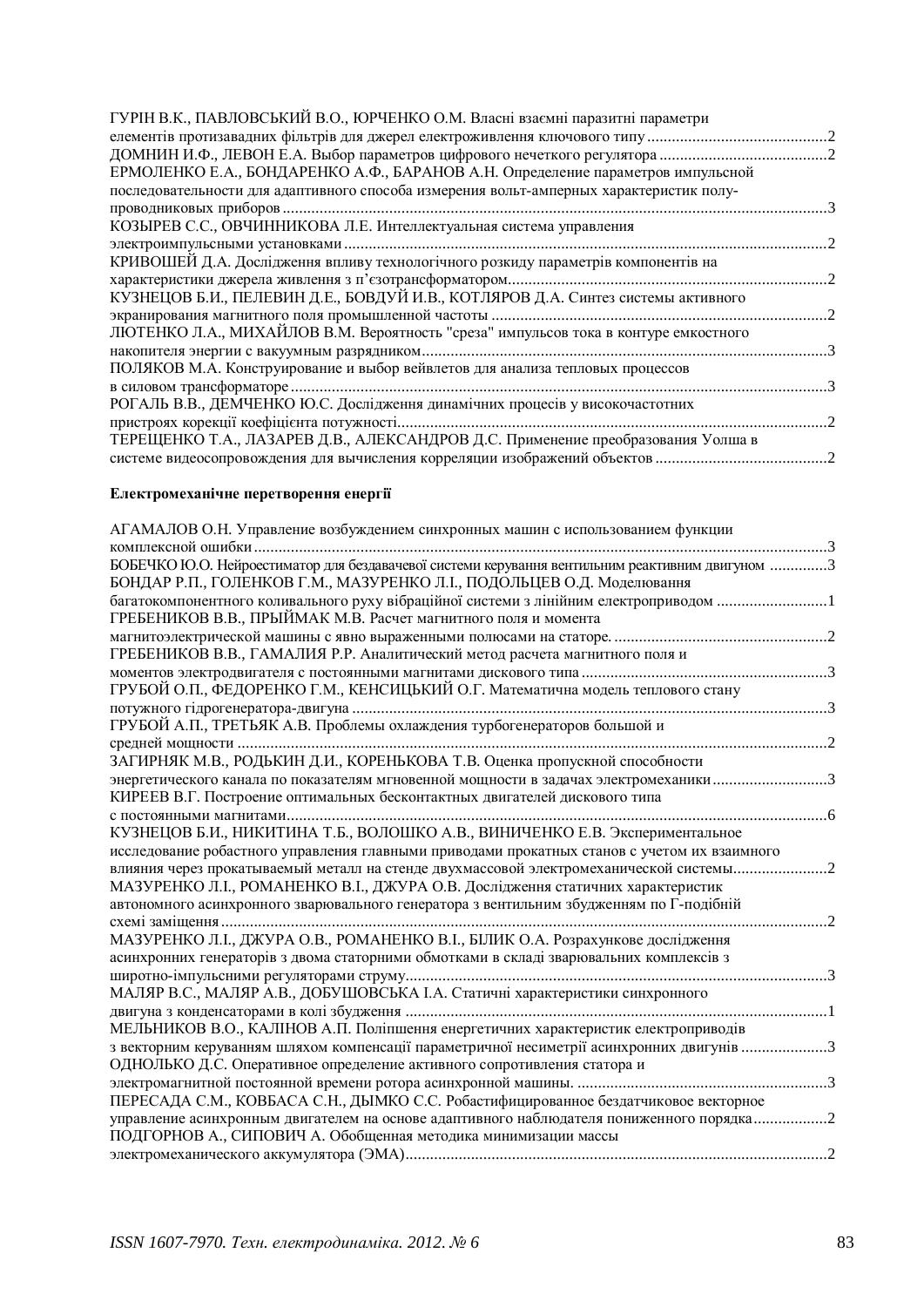ГУРІН В.К., ПАВЛОВСЬКИЙ В.О., ЮРЧЕНКО О.М. Власні взаємні паразитні параметри елементів протизавадних фільтрів для джерел електроживлення ключового типу ...........................................2

ДОМНИН И.Ф., ЛЕВОН Е.А. Выбор параметров цифрового нечеткого регулятора .........................................2

ЕРМОЛЕНКО Е.А., БОНДАРЕНКО А.Ф., БАРАНОВ А.Н. Определение параметров импульсной последовательности для адаптивного способа измерения вольт-амперных характеристик полупроводниковых приборов ....................................................................................................................................3

КОЗЫРЕВ С.С., ОВЧИННИКОВА Л.Е. Интеллектуальная система управления электроимпульсными установками ..................................................................................................................2

КРИВОШЕЙ Д.А. Дослідження впливу технологічного розкиду параметрів компонентів на характеристики джерела живлення з п’єзотрансформатором..............................................................................2

КУЗНЕЦОВ Б.И., ПЕЛЕВИН Д.Е., БОВДУЙ И.В., КОТЛЯРОВ Д.А. Синтез системы активного экранирования магнитного поля промышленной частоты .................................................................................2

ЛЮТЕНКО Л.А., МИХАЙЛОВ В.М. Вероятность "среза" импульсов тока в контуре емкостного накопителя энергии с вакуумным разрядником..................................................................................................3

ПОЛЯКОВ М.А. Конструирование и выбор вейвлетов для анализа тепловых процессов в силовом трансформаторе ..................................................................................................................................3

РОГАЛЬ В.В., ДЕМЧЕНКО Ю.С. Дослідження динамічних процесів у високочастотних пристроях корекції коефіцієнта потужності.........................................................................................................2

ТЕРЕЩЕНКО Т.А., ЛАЗАРЕВ Д.В., АЛЕКСАНДРОВ Д.С. Применение преобразования Уолша в системе видеосопровождения для вычисления корреляции изображений объектов .........................................2

**Електромеханічне перетворення енергії**

АГАМАЛОВ О.Н. Управление возбуждением синхронных машин с использованием функции комплексной ошибки ...........................................................................................................................................3

БОБЕЧКО Ю.О. Нейроестиматор для бездавачевої системи керування вентильним реактивним двигуном ..............3

БОНДАР Р.П., ГОЛЕНКОВ Г.М., МАЗУРЕНКО Л.І., ПОДОЛЬЦЕВ О.Д. Моделювання багатокомпонентного коливального руху вібраційної системи з лінійним електроприводом ...........................1

ГРЕБЕНИКОВ В.В., ПРЫЙМАК М.В. Расчет магнитного поля и момента магнитоэлектрической машины с явно выраженными полюсами на статоре. ...................................................2

ГРЕБЕНИКОВ В.В., ГАМАЛИЯ Р.Р. Аналитический метод расчета магнитного поля и моментов электродвигателя с постоянными магнитами дискового типа ...........................................................3

ГРУБОЙ О.П., ФЕДОРЕНКО Г.М., КЕНСИЦЬКИЙ О.Г. Математична модель теплового стану потужного гідрогенератора-двигуна .................................................................................................................3

ГРУБОЙ А.П., ТРЕТЬЯК А.В. Проблемы охлаждения турбогенераторов большой и средней мощности ................................................................................................................................................2

ЗАГИРНЯК М.В., РОДЬКИН Д.И., КОРЕНЬКОВА Т.В. Оценка пропускной способности энергетического канала по показателям мгновенной мощности в задачах электромеханики............................3

КИРЕЕВ В.Г. Построение оптимальных бесконтактных двигателей дискового типа с постоянными магнитами......................................................................................................................................6

КУЗНЕЦОВ Б.И., НИКИТИНА Т.Б., ВОЛОШКО А.В., ВИНИЧЕНКО Е.В. Экспериментальное исследование робастного управления главными приводами прокатных станов с учетом их взаимного влияния через прокатываемый металл на стенде двухмассовой электромеханической системы.......................2

МАЗУРЕНКО Л.І., РОМАНЕНКО В.І., ДЖУРА О.В. Дослідження статичних характеристик автономного асинхронного зварювального генератора з вентильним збудженням по Г-подібній схемі заміщення .......................................................................................................................................2

МАЗУРЕНКО Л.І., ДЖУРА О.В., РОМАНЕНКО В.І., БІЛИК О.А. Розрахункове дослідження асинхронних генераторів з двома статорними обмотками в складі зварювальних комплексів з широтно-імпульсними регуляторами струму.........................................................................................................3

МАЛЯР В.С., МАЛЯР А.В., ДОБУШОВСЬКА І.А. Статичні характеристики синхронного двигуна з конденсаторами в колі збудження ......................................................................................................1

МЕЛЬНИКОВ В.О., КАЛІНОВ А.П. Поліпшення енергетичних характеристик електроприводів з векторним керуванням шляхом компенсації параметричної несиметрії асинхронних двигунів .....................3

ОДНОЛЬКО Д.С. Оперативное определение активного сопротивления статора и электромагнитной постоянной времени ротора асинхронной машины. .............................................................3

ПЕРЕСАДА С.М., КОВБАСА С.Н., ДЫМКО С.С. Робастифицированное бездатчиковое векторное управление асинхронным двигателем на основе адаптивного наблюдателя пониженного порядка..................2

ПОДГОРНОВ А., СИПОВИЧ А. Обобщенная методика минимизации массы электромеханического аккумулятора (ЭМА).......................................................................................................2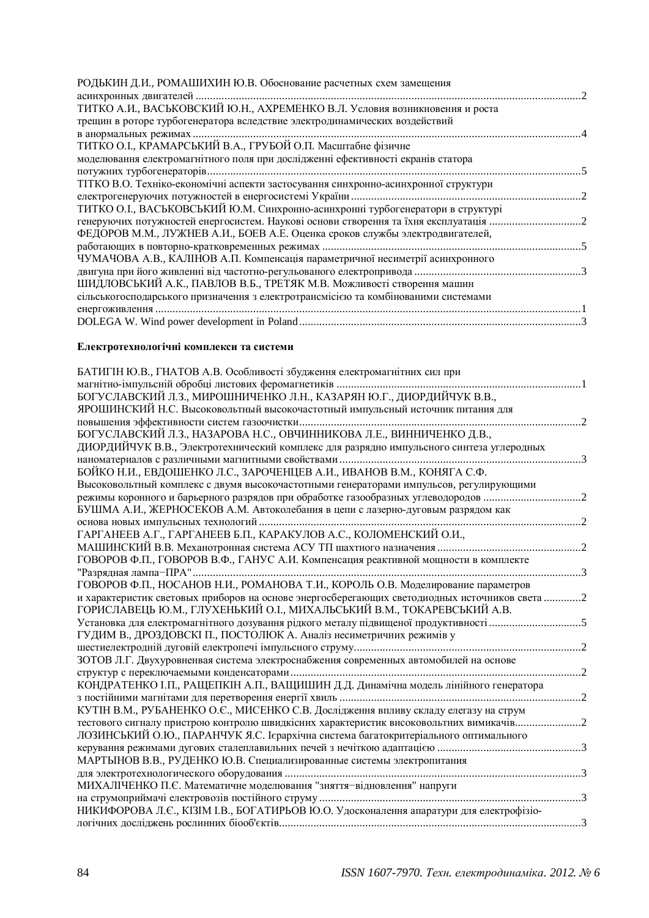РОДЬКИН Д.И., РОМАШИХИН Ю.В. Обоснование расчетных схем замещения асинхронных двигателей ....................2
ТИТКО А.И., ВАСЬКОВСКИЙ Ю.Н., АХРЕМЕНКО В.Л. Условия возникновения и роста трещин в роторе турбогенератора вследствие электродинамических воздействий в анормальных режимах ....................4
ТИТКО О.І., КРАМАРСЬКИЙ В.А., ГРУБОЙ О.П. Масштабне фізичне моделювання електромагнітного поля при дослідженні ефективності екранів статора потужних турбогенераторів....................5
ТІТКО В.О. Техніко-економічні аспекти застосування синхронно-асинхронної структури електрогенеруючих потужностей в енергосистемі України ....................2
ТИТКО О.І., ВАСЬКОВСЬКИЙ Ю.М. Синхронно-асинхронні турбогенератори в структурі генеруючих потужностей енергосистем. Наукові основи створення та їхня експлуатація ....................2
ФЕДОРОВ М.М., ЛУЖНЕВ А.И., БОЕВ А.Е. Оценка сроков службы электродвигателей, работающих в повторно-кратковременных режимах ....................5
ЧУМАЧОВА А.В., КАЛІНОВ А.П. Компенсація параметричної несиметрії асинхронного двигуна при його живленні від частотно-регульованого електропривода ....................3
ШИДЛОВСЬКИЙ А.К., ПАВЛОВ В.Б., ТРЕТЯК М.В. Можливості створення машин сільськогосподарського призначення з електротрансмісією та комбінованими системами енергоживлення ....................1
DOLEGA W. Wind power development in Poland....................3

**Електротехнологічні комплекси та системи**

БАТИГІН Ю.В., ГНАТОВ А.В. Особливості збудження електромагнітних сил при магнітно-імпульсній обробці листових феромагнетиків ....................1
БОГУСЛАВСКИЙ Л.З., МИРОШНИЧЕНКО Л.Н., КАЗАРЯН Ю.Г., ДИОРДИЙЧУК В.В., ЯРОШИНСКИЙ Н.С. Высоковольтный высокочастотный импульсный источник питания для повышения эффективности систем газоочистки....................2
БОГУСЛАВСКИЙ Л.З., НАЗАРОВА Н.С., ОВЧИННИКОВА Л.Е., ВИННИЧЕНКО Д.В., ДИОРДИЙЧУК В.В., Электротехнический комплекс для разрядно импульсного синтеза углеродных наноматериалов с различными магнитными свойствами ....................3
БОЙКО Н.И., ЕВДОШЕНКО Л.С., ЗАРОЧЕНЦЕВ А.И., ИВАНОВ В.М., КОНЯГА С.Ф. Высоковольтный комплекс с двумя высокочастотными генераторами импульсов, регулирующими режимы коронного и барьерного разрядов при обработке газообразных углеводородов ....................2
БУШМА А.И., ЖЕРНОСЕКОВ А.М. Автоколебания в цепи с лазерно-дуговым разрядом как основа новых импульсных технологий ....................2
ГАРГАНЕЕВ А.Г., ГАРГАНЕЕВ Б.П., КАРАКУЛОВ А.С., КОЛОМЕНСКИЙ О.И., МАШИНСКИЙ В.В. Механотронная система АСУ ТП шахтного назначения ....................2
ГОВОРОВ Ф.П., ГОВОРОВ В.Ф., ГАНУС А.И. Компенсация реактивной мощности в комплекте "Разрядная лампа−ПРА"....................3
ГОВОРОВ Ф.П., НОСАНОВ Н.И., РОМАНОВА Т.И., КОРОЛЬ О.В. Моделирование параметров и характеристик световых приборов на основе энергосберегающих светодиодных источников света ....................2
ГОРИСЛАВЕЦЬ Ю.М., ГЛУХЕНЬКИЙ О.І., МИХАЛЬСЬКИЙ В.М., ТОКАРЕВСЬКИЙ А.В. Установка для електромагнітного дозування рідкого металу підвищеної продуктивності ....................5
ГУДИМ В., ДРОЗДОВСКІ П., ПОСТОЛЮК А. Аналіз несиметричних режимів у шестиелектродній дуговій електропечі імпульсного струму....................2
ЗОТОВ Л.Г. Двухуровневая система электроснабжения современных автомобилей на основе структур с переключаемыми конденсаторами ....................2
КОНДРАТЕНКО І.П., РАЩЕПКІН А.П., ВАЩИШИН Д.Д. Динамічна модель лінійного генератора з постійними магнітами для перетворення енергії хвиль ....................2
КУТІН В.М., РУБАНЕНКО О.Є., МИСЕНКО С.В. Дослідження впливу складу елегазу на струм тестового сигналу пристрою контролю швидкісних характеристик високовольтних вимикачів....................2
ЛОЗИНСЬКИЙ О.Ю., ПАРАНЧУК Я.С. Ієрархічна система багатокритеріального оптимального керування режимами дугових сталеплавильних печей з нечіткою адаптацією ....................3
МАРТЫНОВ В.В., РУДЕНКО Ю.В. Специализированные системы электропитания для электротехнологического оборудования ....................3
МИХАЛІЧЕНКО П.Є. Математичне моделювання "зняття−відновлення" напруги на струмоприймачі електровозів постійного струму ....................3
НИКИФОРОВА Л.Є., КІЗІМ І.В., БОГАТИРЬОВ Ю.О. Удосконалення апаратури для електрофізіологічних досліджень рослинних біооб'єктів....................3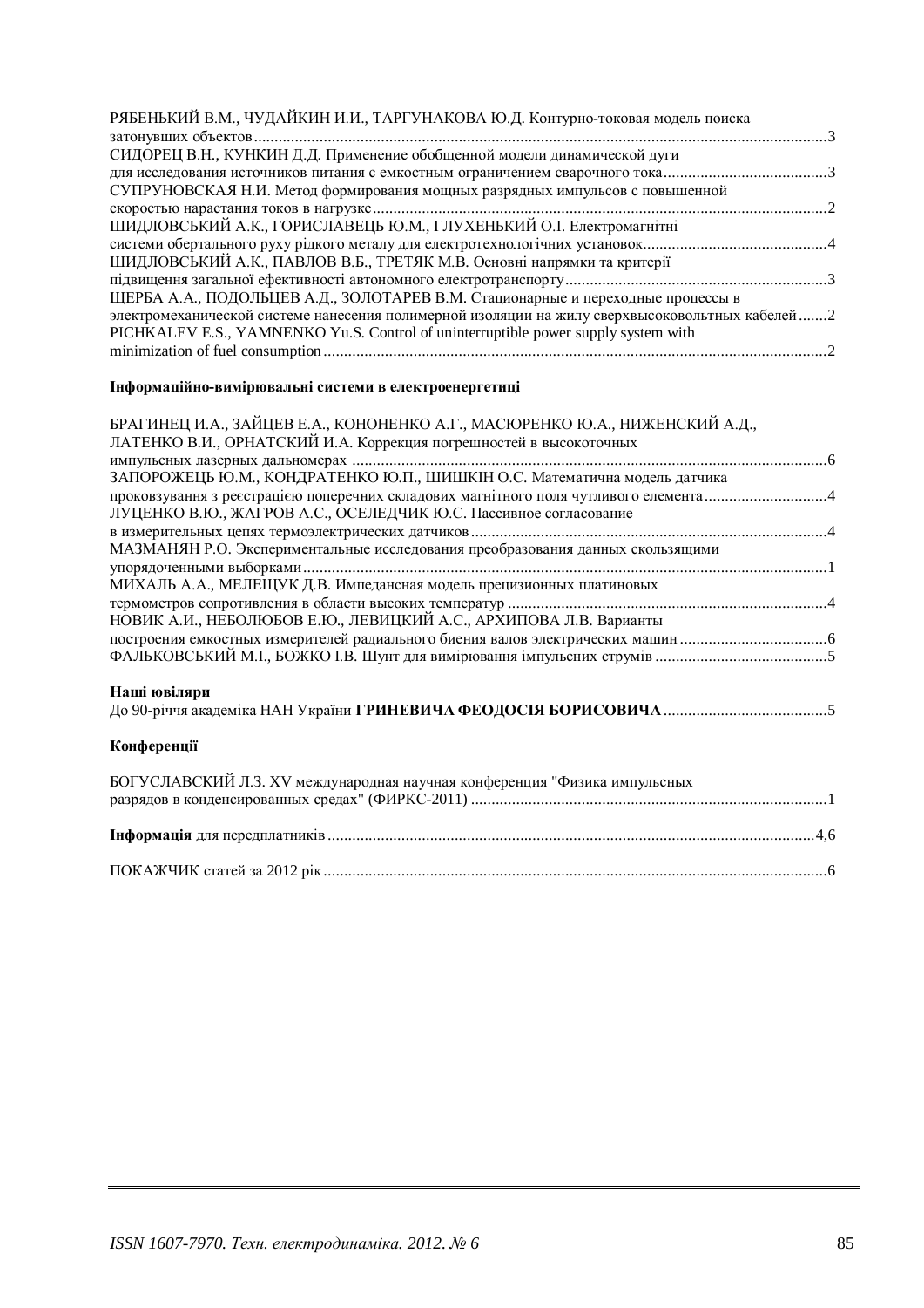РЯБЕНЬКИЙ В.М., ЧУДАЙКИН И.И., ТАРГУНАКОВА Ю.Д. Контурно-токовая модель поиска затонувших объектов ........................................................................................................................................3

СИДОРЕЦ В.Н., КУНКИН Д.Д. Применение обобщенной модели динамической дуги для исследования источников питания с емкостным ограничением сварочного тока ........................................3

СУПРУНОВСКАЯ Н.И. Метод формирования мощных разрядных импульсов с повышенной скоростью нарастания токов в нагрузке ..............................................................................................................2

ШИДЛОВСЬКИЙ А.К., ГОРИСЛАВЕЦЬ Ю.М., ГЛУХЕНЬКИЙ О.І. Електромагнітні системи обертального руху рідкого металу для електротехнологічних установок ............................................4

ШИДЛОВСЬКИЙ А.К., ПАВЛОВ В.Б., ТРЕТЯК М.В. Основні напрямки та критерії підвищення загальної ефективності автономного електротранспорту ...............................................................3

ЩЕРБА А.А., ПОДОЛЬЦЕВ А.Д., ЗОЛОТАРЕВ В.М. Стационарные и переходные процессы в электромеханической системе нанесения полимерной изоляции на жилу сверхвысоковольтных кабелей .......2

PICHKALEV E.S., YAMNENKO Yu.S. Control of uninterruptible power supply system with minimization of fuel consumption ..........................................................................................................2

### Інформаційно-вимірювальні системи в електроенергетиці

БРАГИНЕЦ И.А., ЗАЙЦЕВ Е.А., КОНОНЕНКО А.Г., МАСЮРЕНКО Ю.А., НИЖЕНСКИЙ А.Д., ЛАТЕНКО В.И., ОРНАТСКИЙ И.А. Коррекция погрешностей в высокоточных импульсных лазерных дальномерах ....................................................................................................................6

ЗАПОРОЖЕЦЬ Ю.М., КОНДРАТЕНКО Ю.П., ШИШКІН О.С. Математична модель датчика проковзування з реєстрацією поперечних складових магнітного поля чутливого елемента ..............................4

ЛУЦЕНКО В.Ю., ЖАГРОВ А.С., ОСЕЛЕДЧИК Ю.С. Пассивное согласование в измерительных цепях термоэлектрических датчиков .......................................................................................4

МАЗМАНЯН Р.О. Экспериментальные исследования преобразования данных скользящими упорядоченными выборками ................................................................................................................1

МИХАЛЬ А.А., МЕЛЕЩУК Д.В. Импедансная модель прецизионных платиновых термометров сопротивления в области высоких температур .............................................................................4

НОВИК А.И., НЕБОЛЮБОВ Е.Ю., ЛЕВИЦКИЙ А.С., АРХИПОВА Л.В. Варианты построения емкостных измерителей радиального биения валов электрических машин ....................................6

ФАЛЬКОВСЬКИЙ М.І., БОЖКО І.В. Шунт для вимірювання імпульсних струмів ..........................................5

### Наші ювіляри

До 90-річчя академіка НАН України **ГРИНЕВИЧА ФЕОДОСІЯ БОРИСОВИЧА** ........................................5

### Конференції

БОГУСЛАВСКИЙ Л.З. XV международная научная конференция "Физика импульсных разрядов в конденсированных средах" (ФИРКС-2011) .......................................................................................1

**Інформація** для передплатників .......................................................................................................4,6

ПОКАЖЧИК статей за 2012 рік ..........................................................................................................6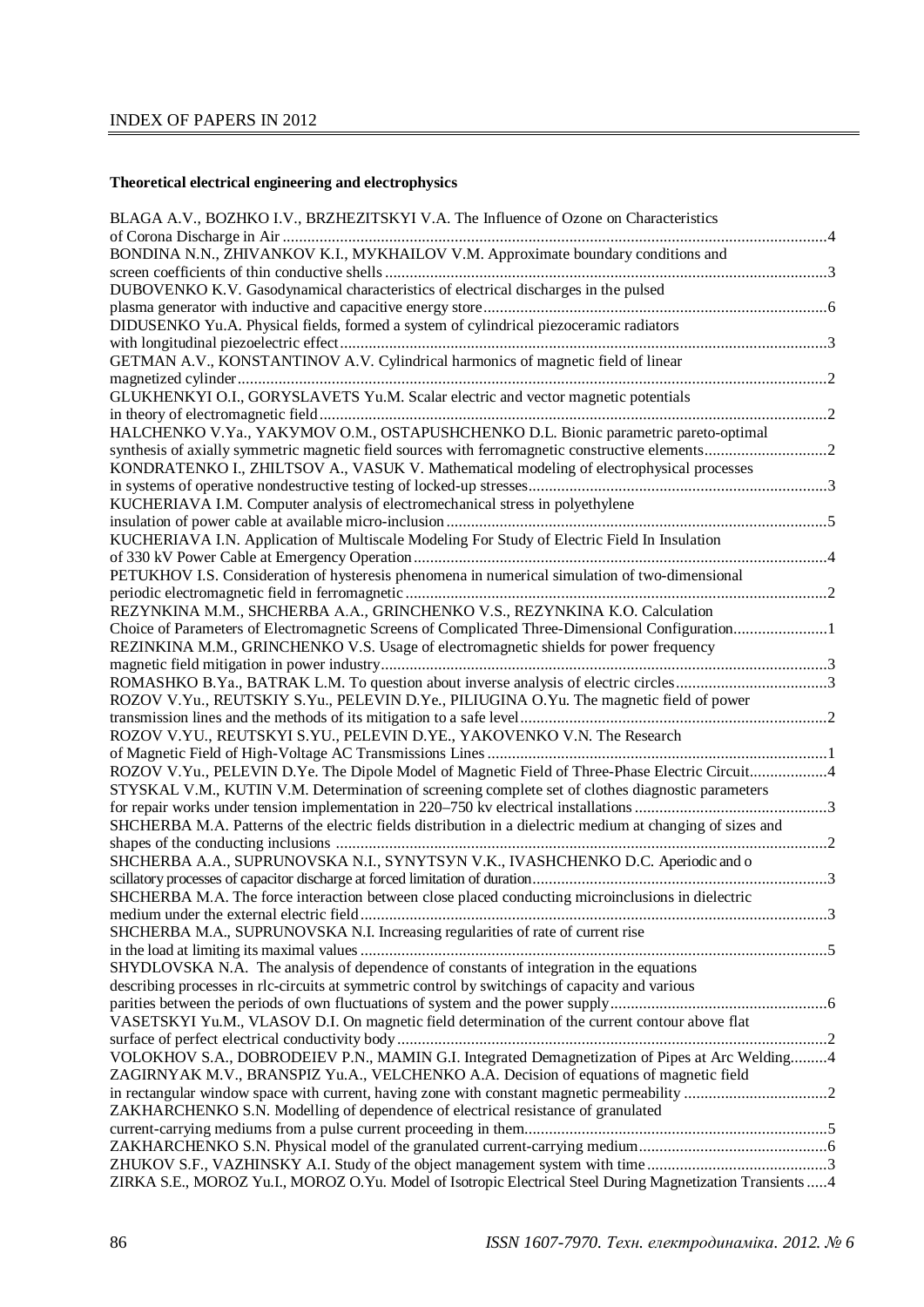# INDEX OF PAPERS IN 2012

## Theoretical electrical engineering and electrophysics

BLAGA A.V., BOZHKO I.V., BRZHEZITSKYI V.A. The Influence of Ozone on Characteristics of Corona Discharge in Air ....4

BONDINA N.N., ZHIVANKOV K.I., MYKHAILOV V.M. Approximate boundary conditions and screen coefficients of thin conductive shells ....3

DUBOVENKO K.V. Gasodynamical characteristics of electrical discharges in the pulsed plasma generator with inductive and capacitive energy store ....6

DIDUSENKO Yu.A. Physical fields, formed a system of cylindrical piezoceramic radiators with longitudinal piezoelectric effect ....3

GETMAN A.V., KONSTANTINOV A.V. Cylindrical harmonics of magnetic field of linear magnetized cylinder ....2

GLUKHENKYI O.I., GORYSLAVETS Yu.M. Scalar electric and vector magnetic potentials in theory of electromagnetic field ....2

HALCHENKO V.Ya., YAKYMOV O.M., OSTAPUSHCHENKO D.L. Bionic parametric pareto-optimal synthesis of axially symmetric magnetic field sources with ferromagnetic constructive elements ....2

KONDRATENKO I., ZHILTSOV A., VASUK V. Mathematical modeling of electrophysical processes in systems of operative nondestructive testing of locked-up stresses ....3

KUCHERIAVA I.M. Computer analysis of electromechanical stress in polyethylene insulation of power cable at available micro-inclusion ....5

KUCHERIAVA I.N. Application of Multiscale Modeling For Study of Electric Field In Insulation of 330 kV Power Cable at Emergency Operation ....4

PETUKHOV I.S. Consideration of hysteresis phenomena in numerical simulation of two-dimensional periodic electromagnetic field in ferromagnetic ....2

REZYNKINA M.M., SHCHERBA A.A., GRINCHENKO V.S., REZYNKINA K.O. Calculation Choice of Parameters of Electromagnetic Screens of Complicated Three-Dimensional Configuration....1

REZINKINA M.M., GRINCHENKO V.S. Usage of electromagnetic shields for power frequency magnetic field mitigation in power industry....3

ROMASHKO B.Ya., BATRAK L.M. To question about inverse analysis of electric circles....3

ROZOV V.Yu., REUTSKIY S.Yu., PELEVIN D.Ye., PILIUGINA O.Yu. The magnetic field of power transmission lines and the methods of its mitigation to a safe level....2

ROZOV V.YU., REUTSKYI S.YU., PELEVIN D.YE., YAKOVENKO V.N. The Research of Magnetic Field of High-Voltage AC Transmissions Lines ....1

ROZOV V.Yu., PELEVIN D.Ye. The Dipole Model of Magnetic Field of Three-Phase Electric Circuit....4

STYSKAL V.M., KUTIN V.M. Determination of screening complete set of clothes diagnostic parameters for repair works under tension implementation in 220–750 kv electrical installations ....3

SHCHERBA M.A. Patterns of the electric fields distribution in a dielectric medium at changing of sizes and shapes of the conducting inclusions ....2

SHCHERBA A.A., SUPRUNOVSKA N.I., SYNYTSYN V.K., IVASHCHENKO D.C. Aperiodic and oscillatory processes of capacitor discharge at forced limitation of duration....3

SHCHERBA M.A. The force interaction between close placed conducting microinclusions in dielectric medium under the external electric field....3

SHCHERBA M.A., SUPRUNOVSKA N.I. Increasing regularities of rate of current rise in the load at limiting its maximal values ....5

SHYDLOVSKA N.A. The analysis of dependence of constants of integration in the equations describing processes in rlc-circuits at symmetric control by switchings of capacity and various parities between the periods of own fluctuations of system and the power supply....6

VASETSKYI Yu.M., VLASOV D.I. On magnetic field determination of the current contour above flat surface of perfect electrical conductivity body....2

VOLOKHOV S.A., DOBRODEIEV P.N., MAMIN G.I. Integrated Demagnetization of Pipes at Arc Welding.........4

ZAGIRNYAK M.V., BRANSPIZ Yu.A., VELCHENKO A.A. Decision of equations of magnetic field in rectangular window space with current, having zone with constant magnetic permeability ....2

ZAKHARCHENKO S.N. Modelling of dependence of electrical resistance of granulated current-carrying mediums from a pulse current proceeding in them....5

ZAKHARCHENKO S.N. Physical model of the granulated current-carrying medium....6

ZHUKOV S.F., VAZHINSKY A.I. Study of the object management system with time....3

ZIRKA S.E., MOROZ Yu.I., MOROZ O.Yu. Model of Isotropic Electrical Steel During Magnetization Transients.....4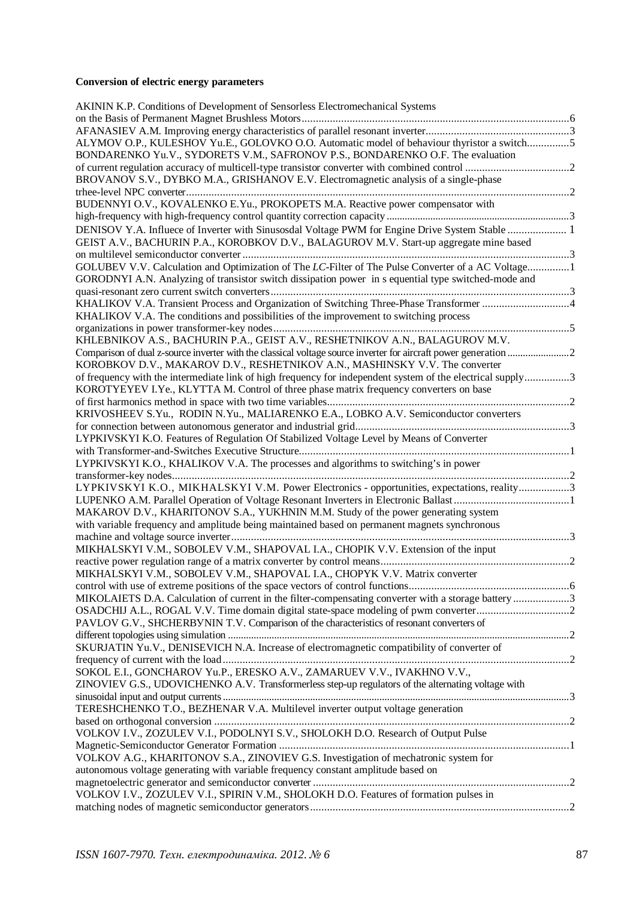**Conversion of electric energy parameters**

AKININ K.P. Conditions of Development of Sensorless Electromechanical Systems on the Basis of Permanent Magnet Brushless Motors ....6

AFANASIEV A.M. Improving energy characteristics of parallel resonant inverter ....3

ALYMOV O.P., KULESHOV Yu.E., GOLOVKO O.O. Automatic model of behaviour thyristor a switch ....5

BONDARENKO Yu.V., SYDORETS V.M., SAFRONOV P.S., BONDARENKO O.F. The evaluation of current regulation accuracy of multicell-type transistor converter with combined control ....2

BROVANOV S.V., DYBKO M.A., GRISHANOV E.V. Electromagnetic analysis of a single-phase trhee-level NPC converter ....2

BUDENNYI O.V., KOVALENKO E.Yu., PROKOPETS M.A. Reactive power compensator with high-frequency with high-frequency control quantity correction capacity ....3

DENISOV Y.A. Influece of Inverter with Sinusosdal Voltage PWM for Engine Drive System Stable .... 1

GEIST A.V., BACHURIN P.A., KOROBKOV D.V., BALAGUROV M.V. Start-up aggregate mine based on multilevel semiconductor converter ....3

GOLUBEV V.V. Calculation and Optimization of The *LC*-Filter of The Pulse Converter of a AC Voltage ....1

GORODNYI A.N. Analyzing of transistor switch dissipation power in s equential type switched-mode and quasi-resonant zero current switch converters ....3

KHALIKOV V.A. Transient Process and Organization of Switching Three-Phase Transformer ....4

KHALIKOV V.A. The conditions and possibilities of the improvement to switching process organizations in power transformer-key nodes ....5

KHLEBNIKOV A.S., BACHURIN P.A., GEIST A.V., RESHETNIKOV A.N., BALAGUROV M.V. Comparison of dual z-source inverter with the classical voltage source inverter for aircraft power generation ....2

KOROBKOV D.V., MAKAROV D.V., RESHETNIKOV A.N., MASHINSKY V.V. The converter of frequency with the intermediate link of high frequency for independent system of the electrical supply ....3

KOROTYEYEV I.Ye., KLYTTA M. Control of three phase matrix frequency converters on base of first harmonics method in space with two time variables ....2

KRIVOSHEEV S.Yu., RODIN N.Yu., MALIARENKO E.A., LOBKO A.V. Semiconductor converters for connection between autonomous generator and industrial grid ....3

LYPKIVSKYI K.O. Features of Regulation Of Stabilized Voltage Level by Means of Converter with Transformer-and-Switches Executive Structure ....1

LYPKIVSKYI K.O., KHALIKOV V.A. The processes and algorithms to switching's in power transformer-key nodes ....2

LYPKIVSKYI K.O., MIKHALSKYI V.M. Power Electronics - opportunities, expectations, reality ....3

LUPENKO A.M. Parallel Operation of Voltage Resonant Inverters in Electronic Ballast ....1

MAKAROV D.V., KHARITONOV S.A., YUKHNIN M.M. Study of the power generating system with variable frequency and amplitude being maintained based on permanent magnets synchronous machine and voltage source inverter ....3

MIKHALSKYI V.M., SOBOLEV V.M., SHAPOVAL I.A., CHOPIK V.V. Extension of the input reactive power regulation range of a matrix converter by control means ....2

MIKHALSKYI V.M., SOBOLEV V.M., SHAPOVAL I.A., CHOPYK V.V. Matrix converter control with use of extreme positions of the space vectors of control functions ....6

MIKOLAIETS D.A. Calculation of current in the filter-compensating converter with a storage battery ....3

OSADCHIJ A.L., ROGAL V.V. Time domain digital state-space modeling of pwm converter ....2

PAVLOV G.V., SHCHERBYNIN T.V. Comparison of the characteristics of resonant converters of different topologies using simulation ....2

SKURJATIN Yu.V., DENISEVICH N.A. Increase of electromagnetic compatibility of converter of frequency of current with the load ....2

SOKOL E.I., GONCHAROV Yu.P., ERESKO A.V., ZAMARUEV V.V., IVAKHNO V.V., ZINOVIEV G.S., UDOVICHENKO A.V. Transformerless step-up regulators of the alternating voltage with sinusoidal input and output currents ....3

TERESHCHENKO T.O., BEZHENAR V.A. Multilevel inverter output voltage generation based on orthogonal conversion ....2

VOLKOV I.V., ZOZULEV V.I., PODOLNYI S.V., SHOLOKH D.O. Research of Output Pulse Magnetic-Semiconductor Generator Formation ....1

VOLKOV A.G., KHARITONOV S.A., ZINOVIEV G.S. Investigation of mechatronic system for autonomous voltage generating with variable frequency constant amplitude based on magnetoelectric generator and semiconductor converter ....2

VOLKOV I.V., ZOZULEV V.I., SPIRIN V.M., SHOLOKH D.O. Features of formation pulses in matching nodes of magnetic semiconductor generators ....2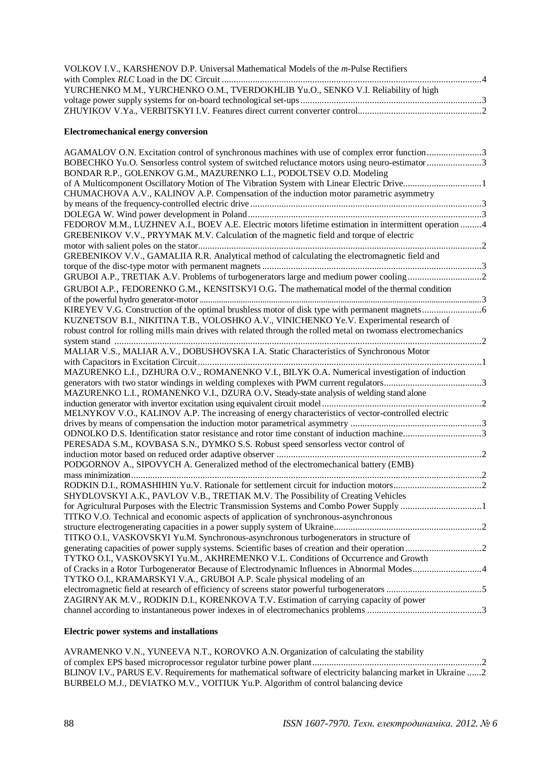VOLKOV I.V., KARSHENOV D.P. Universal Mathematical Models of the *m*-Pulse Rectifiers with Complex *RLC* Load in the DC Circuit ............................................................................................................4

YURCHENKO M.M., YURCHENKO O.M., TVERDOKHLIB Yu.O., SENKO V.I. Reliability of high voltage power supply systems for on-board technological set-ups ............................................................................3

ZHUYIKOV V.Ya., VERBITSKYI I.V. Features direct current converter control...................................................2

**Electromechanical energy conversion**

AGAMALOV O.N. Excitation control of synchronous machines with use of complex error function.......................3

BOBECHKO Yu.O. Sensorless control system of switched reluctance motors using neuro-estimator .......................3

BONDAR R.P., GOLENKOV G.M., MAZURENKO L.I., PODOLTSEV O.D. Modeling of A Multicomponent Oscillatory Motion of The Vibration System with Linear Electric Drive.................................1

CHUMACHOVA A.V., KALINOV A.P. Compensation of the induction motor parametric asymmetry by means of the frequency-controlled electric drive ................................................................................................3

DOLEGA W. Wind power development in Poland .................................................................................................3

FEDOROV M.M., LUZHNEV A.I., BOEV A.E. Electric motors lifetime estimation in intermittent operation .........4

GREBENIKOV V.V., PRYYMAK M.V. Calculation of the magnetic field and torque of electric motor with salient poles on the stator.......................................................................................................................2

GREBENIKOV V.V., GAMALIIA R.R. Analytical method of calculating the electromagnetic field and torque of the disc-type motor with permanent magnets ............................................................................................3

GRUBOI A.P., TRETIAK A.V. Problems of turbogenerators large and medium power cooling...............................2

GRUBOI A.P., FEDORENKO G.M., KENSITSKYI O.G. The mathematical model of the thermal condition of the powerful hydro generator-motor...................................................................................................................3

KIREYEV V.G. Construction of the optimal brushless motor of disk type with permanent magnets.........................6

KUZNETSOV B.I., NIKITINA T.B., VOLOSHKO A.V., VINICHENKO Ye.V. Experimental research of robust control for rolling mills main drives with related through the rolled metal on twomass electromechanics system stand .........................................................................................................................................2

MALIAR V.S., MALIAR A.V., DOBUSHOVSKA I.A. Static Characteristics of Synchronous Motor with Capacitors in Excitation Circuit.......................................................................................................................1

MAZURENKO L.I., DZHURA O.V., ROMANENKO V.I., BILYK O.A. Numerical investigation of induction generators with two stator windings in welding complexes with PWM current regulators.........................................3

MAZURENKO L.I., ROMANENKO V.I., DZURA O.V. Steady-state analysis of welding stand alone induction generator with invertor excitation using equivalent circuit model...................................................................2

MELNYKOV V.O., KALINOV A.P. The increasing of energy characteristics of vector-controlled electric drives by means of compensation the induction motor parametrical asymmetry .......................................................3

ODNOLKO D.S. Identification stator resistance and rotor time constant of induction machine.................................3

PERESADA S.M., KOVBASA S.N., DYMKO S.S. Robust speed sensorless vector control of induction motor based on reduced order adaptive observer .....................................................................................2

PODGORNOV A., SIPOVYCH A. Generalized method of the electromechanical battery (EMB) mass minimization..................................................................................................................................................2

RODKIN D.I., ROMASHIHIN Yu.V. Rationale for settlement circuit for induction motors.....................................2

SHYDLOVSKYI A.K., PAVLOV V.B., TRETIAK M.V. The Possibility of Creating Vehicles for Agricultural Purposes with the Electric Transmission Systems and Combo Power Supply ..................................1

TITKO V.O. Technical and economic aspects of application of synchronous-asynchronous structure electrogenerating capacities in a power supply system of Ukraine.............................................................2

TITKO O.I., VASKOVSKYI Yu.M. Synchronous-asynchronous turbogenerators in structure of generating capacities of power supply systems. Scientific bases of creation and their operation ................................2

TYTKO O.I., VASKOVSKYI Yu.M., AKHREMENKO V.L. Conditions of Occurrence and Growth of Cracks in a Rotor Turbogenerator Because of Electrodynamic Influences in Abnormal Modes.............................4

TYTKO O.I., KRAMARSKYI V.A., GRUBOI A.P. Scale physical modeling of an electromagnetic field at research of efficiency of screens stator powerful turbogenerators ........................................5

ZAGIRNYAK M.V., RODKIN D.I., KORENKOVA T.V. Estimation of carrying capacity of power channel according to instantaneous power indexes in of electromechanics problems ................................................3

**Electric power systems and installations**

AVRAMENKO V.N., YUNEEVA N.T., KOROVKO A.N. Organization of calculating the stability of complex EPS based microprocessor regulator turbine power plant.......................................................................2

BLINOV I.V., PARUS E.V. Requirements for mathematical software of electricity balancing market in Ukraine ......2

BURBELO M.J., DEVIATKO M.V., VOITIUK Yu.P. Algorithm of control balancing device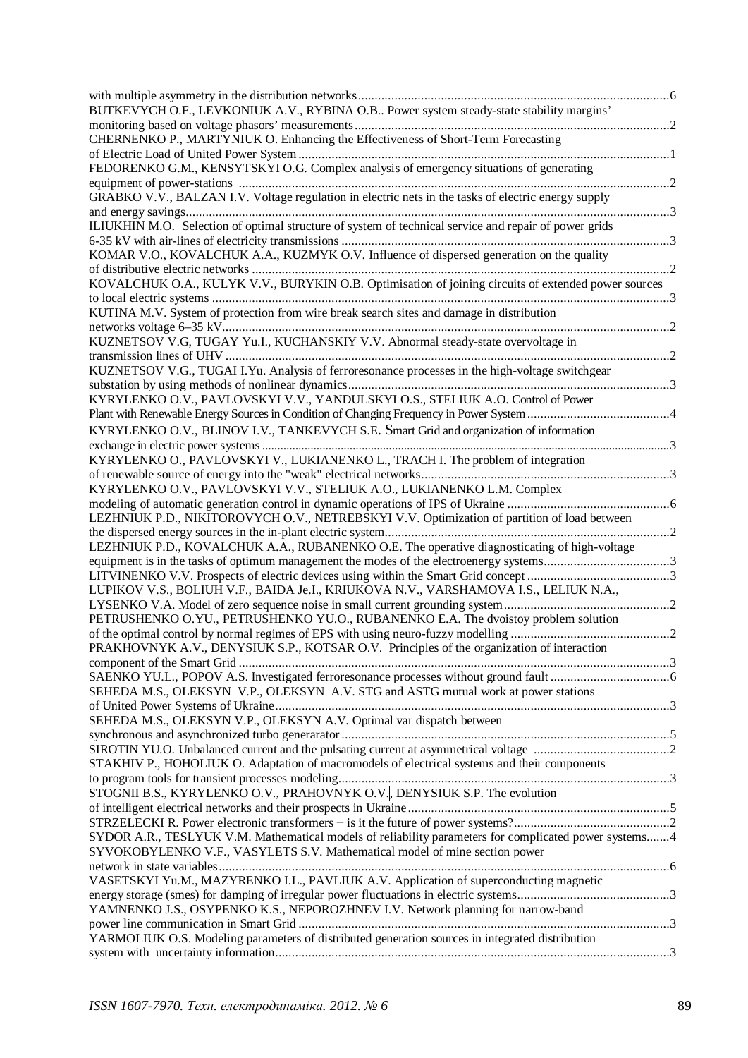with multiple asymmetry in the distribution networks........................................................................................6

BUTKEVYCH O.F., LEVKONIUK A.V., RYBINA O.B.. Power system steady-state stability margins' monitoring based on voltage phasors' measurements........................................................................................2

CHERNENKO P., MARTYNIUK O. Enhancing the Effectiveness of Short-Term Forecasting of Electric Load of United Power System........................................................................................1

FEDORENKO G.M., KENSYTSKYI O.G. Complex analysis of emergency situations of generating equipment of power-stations ........................................................................................2

GRABKO V.V., BALZAN I.V. Voltage regulation in electric nets in the tasks of electric energy supply and energy savings........................................................................................3

ILIUKHIN M.O. Selection of optimal structure of system of technical service and repair of power grids 6-35 kV with air-lines of electricity transmissions ........................................................................................3

KOMAR V.O., KOVALCHUK A.A., KUZMYK O.V. Influence of dispersed generation on the quality of distributive electric networks ........................................................................................2

KOVALCHUK O.A., KULYK V.V., BURYKIN O.B. Optimisation of joining circuits of extended power sources to local electric systems ........................................................................................3

KUTINA M.V. System of protection from wire break search sites and damage in distribution networks voltage 6–35 kV........................................................................................2

KUZNETSOV V.G, TUGAY Yu.I., KUCHANSKIY V.V. Abnormal steady-state overvoltage in transmission lines of UHV ........................................................................................2

KUZNETSOV V.G., TUGAI I.Yu. Analysis of ferroresonance processes in the high-voltage switchgear substation by using methods of nonlinear dynamics........................................................................................3

KYRYLENKO O.V., PAVLOVSKYI V.V., YANDULSKYI O.S., STELIUK A.O. Control of Power Plant with Renewable Energy Sources in Condition of Changing Frequency in Power System........................................................................................4

KYRYLENKO O.V., BLINOV I.V., TANKEVYCH S.E. Smart Grid and organization of information exchange in electric power systems ........................................................................................3

KYRYLENKO O., PAVLOVSKYI V., LUKIANENKO L., TRACH I. The problem of integration of renewable source of energy into the "weak" electrical networks........................................................................................3

KYRYLENKO O.V., PAVLOVSKYI V.V., STELIUK A.O., LUKIANENKO L.M. Complex modeling of automatic generation control in dynamic operations of IPS of Ukraine ........................................................................................6

LEZHNIUK P.D., NIKITOROVYCH O.V., NETREBSKYI V.V. Optimization of partition of load between the dispersed energy sources in the in-plant electric system........................................................................................2

LEZHNIUK P.D., KOVALCHUK A.A., RUBANENKO O.E. The operative diagnosticating of high-voltage equipment is in the tasks of optimum management the modes of the electroenergy systems........................................................................................3

LITVINENKO V.V. Prospects of electric devices using within the Smart Grid concept ........................................................................................3

LUPIKOV V.S., BOLIUH V.F., BAIDA Je.I., KRIUKOVA N.V., VARSHAMOVA I.S., LELIUK N.A., LYSENKO V.A. Model of zero sequence noise in small current grounding system........................................................................................2

PETRUSHENKO O.YU., PETRUSHENKO YU.O., RUBANENKO E.A. The dvoistoy problem solution of the optimal control by normal regimes of EPS with using neuro-fuzzy modelling ........................................................................................2

PRAKHOVNYK A.V., DENYSIUK S.P., KOTSAR O.V. Principles of the organization of interaction component of the Smart Grid ........................................................................................3

SAENKO YU.L., POPOV A.S. Investigated ferroresonance processes without ground fault........................................................................................6

SEHEDA M.S., OLEKSYN V.P., OLEKSYN A.V. STG and ASTG mutual work at power stations of United Power Systems of Ukraine........................................................................................3

SEHEDA M.S., OLEKSYN V.P., OLEKSYN A.V. Optimal var dispatch between synchronous and asynchronized turbo generarator........................................................................................5

SIROTIN YU.O. Unbalanced current and the pulsating current at asymmetrical voltage ........................................................................................2

STAKHIV P., HOHOLIUK O. Adaptation of macromodels of electrical systems and their components to program tools for transient processes modeling........................................................................................3

STOGNII B.S., KYRYLENKO O.V., PRAHOVNYK O.V., DENYSIUK S.P. The evolution of intelligent electrical networks and their prospects in Ukraine........................................................................................5

STRZELECKI R. Power electronic transformers − is it the future of power systems?........................................................................................2

SYDOR A.R., TESLYUK V.M. Mathematical models of reliability parameters for complicated power systems.......4

SYVOKOBYLENKO V.F., VASYLETS S.V. Mathematical model of mine section power network in state variables........................................................................................6

VASETSKYI Yu.M., MAZYRENKO I.L., PAVLIUK A.V. Application of superconducting magnetic energy storage (smes) for damping of irregular power fluctuations in electric systems........................................................................................3

YAMNENKO J.S., OSYPENKO K.S., NEPOROZHNEV I.V. Network planning for narrow-band power line communication in Smart Grid ........................................................................................3

YARMOLIUK O.S. Modeling parameters of distributed generation sources in integrated distribution system with uncertainty information........................................................................................3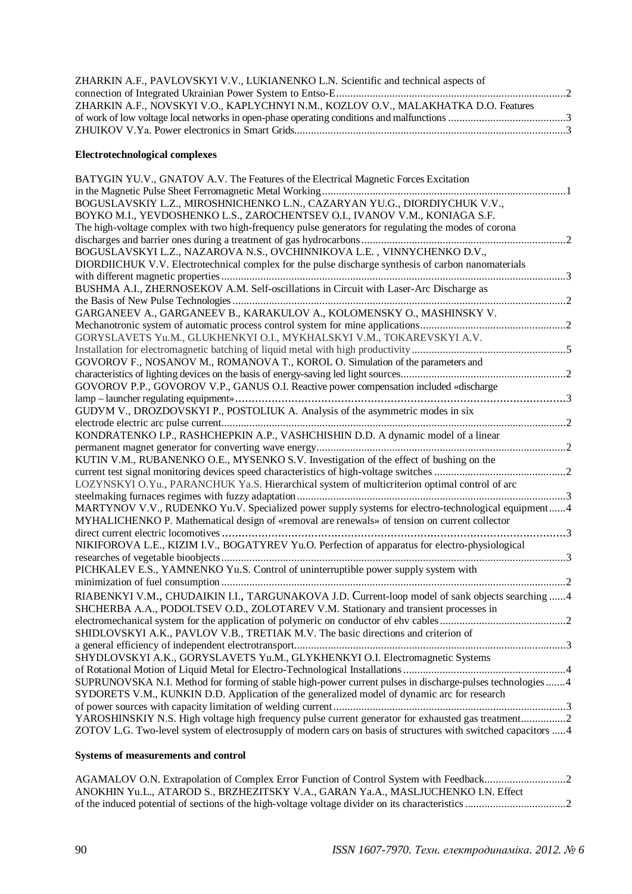ZHARKIN A.F., PAVLOVSKYI V.V., LUKIANENKO L.N. Scientific and technical aspects of connection of Integrated Ukrainian Power System to Entso-E .......... 2

ZHARKIN A.F., NOVSKYI V.O., KAPLYCHNYI N.M., KOZLOV O.V., MALAKHATKA D.O. Features of work of low voltage local networks in open-phase operating conditions and malfunctions .......... 3

ZHUIKOV V.Ya. Power electronics in Smart Grids .......... 3

### Electrotechnological complexes

BATYGIN YU.V., GNATOV A.V. The Features of the Electrical Magnetic Forces Excitation in the Magnetic Pulse Sheet Ferromagnetic Metal Working .......... 1

BOGUSLAVSKIY L.Z., MIROSHNICHENKO L.N., CAZARYAN YU.G., DIORDIYCHUK V.V., BOYKO M.I., YEVDOSHENKO L.S., ZAROCHENTSEV O.I., IVANOV V.M., KONIAGA S.F. The high-voltage complex with two high-frequency pulse generators for regulating the modes of corona discharges and barrier ones during a treatment of gas hydrocarbons .......... 2

BOGUSLAVSKYI L.Z., NAZAROVA N.S., OVCHINNIKOVA L.E. , VINNYCHENKO D.V., DIORDIICHUK V.V. Electrotechnical complex for the pulse discharge synthesis of carbon nanomaterials with different magnetic properties .......... 3

BUSHMA A.I., ZHERNOSEKOV A.M. Self-oscillations in Circuit with Laser-Arc Discharge as the Basis of New Pulse Technologies .......... 2

GARGANEEV A., GARGANEEV B., KARAKULOV A., KOLOMENSKY O., MASHINSKY V. Mechanotronic system of automatic process control system for mine applications .......... 2

GORYSLAVETS Yu.M., GLUKHENKYI O.I., MYKHALSKYI V.M., TOKAREVSKYI A.V. Installation for electromagnetic batching of liquid metal with high productivity .......... 5

GOVOROV F., NOSANOV M., ROMANOVA T., KOROL O. Simulation of the parameters and characteristics of lighting devices on the basis of energy-saving led light sources .......... 2

GOVOROV P.P., GOVOROV V.P., GANUS O.I. Reactive power compensation included «discharge lamp – launcher regulating equipment» .......... 3

GUDYM V., DROZDOVSKYI P., POSTOLIUK A. Analysis of the asymmetric modes in six electrode electric arc pulse current .......... 2

KONDRATENKO I.P., RASHCHEPKIN A.P., VASHCHISHIN D.D. A dynamic model of a linear permanent magnet generator for converting wave energy .......... 2

KUTIN V.M., RUBANENKO O.E., MYSENKO S.V. Investigation of the effect of bushing on the current test signal monitoring devices speed characteristics of high-voltage switches .......... 2

LOZYNSKYI O.Yu., PARANCHUK Ya.S. Hierarchical system of multicriterion optimal control of arc steelmaking furnaces regimes with fuzzy adaptation .......... 3

MARTYNOV V.V., RUDENKO Yu.V. Specialized power supply systems for electro-technological equipment .......... 4

MYHALICHENKO P. Mathematical design of «removal are renewals» of tension on current collector direct current electric locomotives .......... 3

NIKIFOROVA L.E., KIZIM I.V., BOGATYREV Yu.O. Perfection of apparatus for electro-physiological researches of vegetable bioobjects .......... 3

PICHKALEV E.S., YAMNENKO Yu.S. Control of uninterruptible power supply system with minimization of fuel consumption .......... 2

RIABENKYI V.M., CHUDAIKIN I.I., TARGUNAKOVA J.D. Current-loop model of sank objects searching .......... 4

SHCHERBA A.A., PODOLTSEV O.D., ZOLOTAREV V.M. Stationary and transient processes in electromechanical system for the application of polymeric on conductor of ehv cables .......... 2

SHIDLOVSKYI A.K., PAVLOV V.B., TRETIAK M.V. The basic directions and criterion of a general efficiency of independent electrotransport .......... 3

SHYDLOVSKYI A.K., GORYSLAVETS Yu.M., GLYKHENKYI O.I. Electromagnetic Systems of Rotational Motion of Liquid Metal for Electro-Technological Installations .......... 4

SUPRUNOVSKA N.I. Method for forming of stable high-power current pulses in discharge-pulses technologies .......... 4

SYDORETS V.M., KUNKIN D.D. Application of the generalized model of dynamic arc for research of power sources with capacity limitation of welding current .......... 3

YAROSHINSKIY N.S. High voltage high frequency pulse current generator for exhausted gas treatment .......... 2

ZOTOV L.G. Two-level system of electrosupply of modern cars on basis of structures with switched capacitors .......... 4

### Systems of measurements and control

AGAMALOV O.N. Extrapolation of Complex Error Function of Control System with Feedback .......... 2

ANOKHIN Yu.L., ATAROD S., BRZHEZITSKY V.A., GARAN Ya.A., MASLJUCHENKO I.N. Effect of the induced potential of sections of the high-voltage voltage divider on its characteristics .......... 2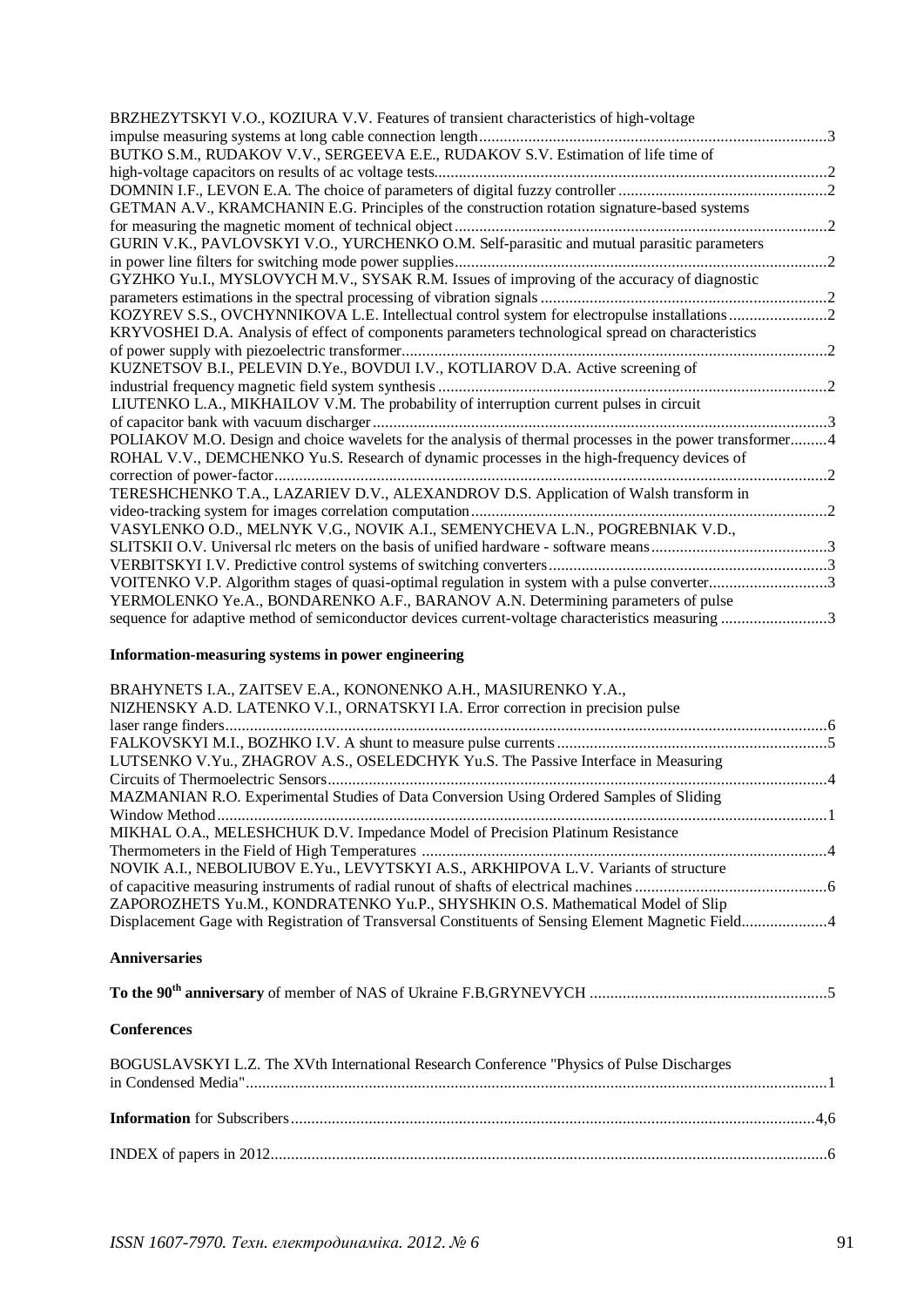BRZHEZYTSKYI V.O., KOZIURA V.V. Features of transient characteristics of high-voltage impulse measuring systems at long cable connection length....................................................................................3

BUTKO S.M., RUDAKOV V.V., SERGEEVA E.E., RUDAKOV S.V. Estimation of life time of high-voltage capacitors on results of ac voltage tests..............................................................................................2

DOMNIN I.F., LEVON E.A. The choice of parameters of digital fuzzy controller ...................................................2

GETMAN A.V., KRAMCHANIN E.G. Principles of the construction rotation signature-based systems for measuring the magnetic moment of technical object.........................................................................................2

GURIN V.K., PAVLOVSKYI V.O., YURCHENKO O.M. Self-parasitic and mutual parasitic parameters in power line filters for switching mode power supplies..........................................................................................2

GYZHKO Yu.I., MYSLOVYCH M.V., SYSAK R.M. Issues of improving of the accuracy of diagnostic parameters estimations in the spectral processing of vibration signals .....................................................................2

KOZYREV S.S., OVCHYNNIKOVA L.E. Intellectual control system for electropulse installations........................2

KRYVOSHEI D.A. Analysis of effect of components parameters technological spread on characteristics of power supply with piezoelectric transformer.......................................................................................................2

KUZNETSOV B.I., PELEVIN D.Ye., BOVDUI I.V., KOTLIAROV D.A. Active screening of industrial frequency magnetic field system synthesis .............................................................................................2

LIUTENKO L.A., MIKHAILOV V.M. The probability of interruption current pulses in circuit of capacitor bank with vacuum discharger..............................................................................................................3

POLIAKOV M.O. Design and choice wavelets for the analysis of thermal processes in the power transformer.........4

ROHAL V.V., DEMCHENKO Yu.S. Research of dynamic processes in the high-frequency devices of correction of power-factor.....................................................................................................................................2

TERESHCHENKO T.A., LAZARIEV D.V., ALEXANDROV D.S. Application of Walsh transform in video-tracking system for images correlation computation.....................................................................................2

VASYLENKO O.D., MELNYK V.G., NOVIK A.I., SEMENYCHEVA L.N., POGREBNIAK V.D., SLITSKII O.V. Universal rlc meters on the basis of unified hardware - software means...........................................3

VERBITSKYI I.V. Predictive control systems of switching converters...................................................................3

VOITENKO V.P. Algorithm stages of quasi-optimal regulation in system with a pulse converter............................3

YERMOLENKO Ye.A., BONDARENKO A.F., BARANOV A.N. Determining parameters of pulse sequence for adaptive method of semiconductor devices current-voltage characteristics measuring ..........................3

**Information-measuring systems in power engineering**

BRAHYNETS I.A., ZAITSEV E.A., KONONENKO A.H., MASIURENKO Y.A., NIZHENSKY A.D. LATENKO V.I., ORNATSKYI I.A. Error correction in precision pulse laser range finders.................................................................................................................................................6

FALKOVSKYI M.I., BOZHKO I.V. A shunt to measure pulse currents.................................................................5

LUTSENKO V.Yu., ZHAGROV A.S., OSELEDCHYK Yu.S. The Passive Interface in Measuring Circuits of Thermoelectric Sensors.........................................................................................................................4

MAZMANIAN R.O. Experimental Studies of Data Conversion Using Ordered Samples of Sliding Window Method...................................................................................................................................................1

MIKHAL O.A., MELESHCHUK D.V. Impedance Model of Precision Platinum Resistance Thermometers in the Field of High Temperatures ..................................................................................................4

NOVIK A.I., NEBOLIUBOV E.Yu., LEVYTSKYI A.S., ARKHIPOVA L.V. Variants of structure of capacitive measuring instruments of radial runout of shafts of electrical machines ..............................................6

ZAPOROZHETS Yu.M., KONDRATENKO Yu.P., SHYSHKIN O.S. Mathematical Model of Slip Displacement Gage with Registration of Transversal Constituents of Sensing Element Magnetic Field.....................4

**Anniversaries**

**To the 90th anniversary** of member of NAS of Ukraine F.B.GRYNEVYCH ..........................................................5

**Conferences**

BOGUSLAVSKYI L.Z. The XVth International Research Conference "Physics of Pulse Discharges in Condensed Media"............................................................................................................................................1

**Information** for Subscribers...............................................................................................................................4,6

INDEX of papers in 2012......................................................................................................................................6